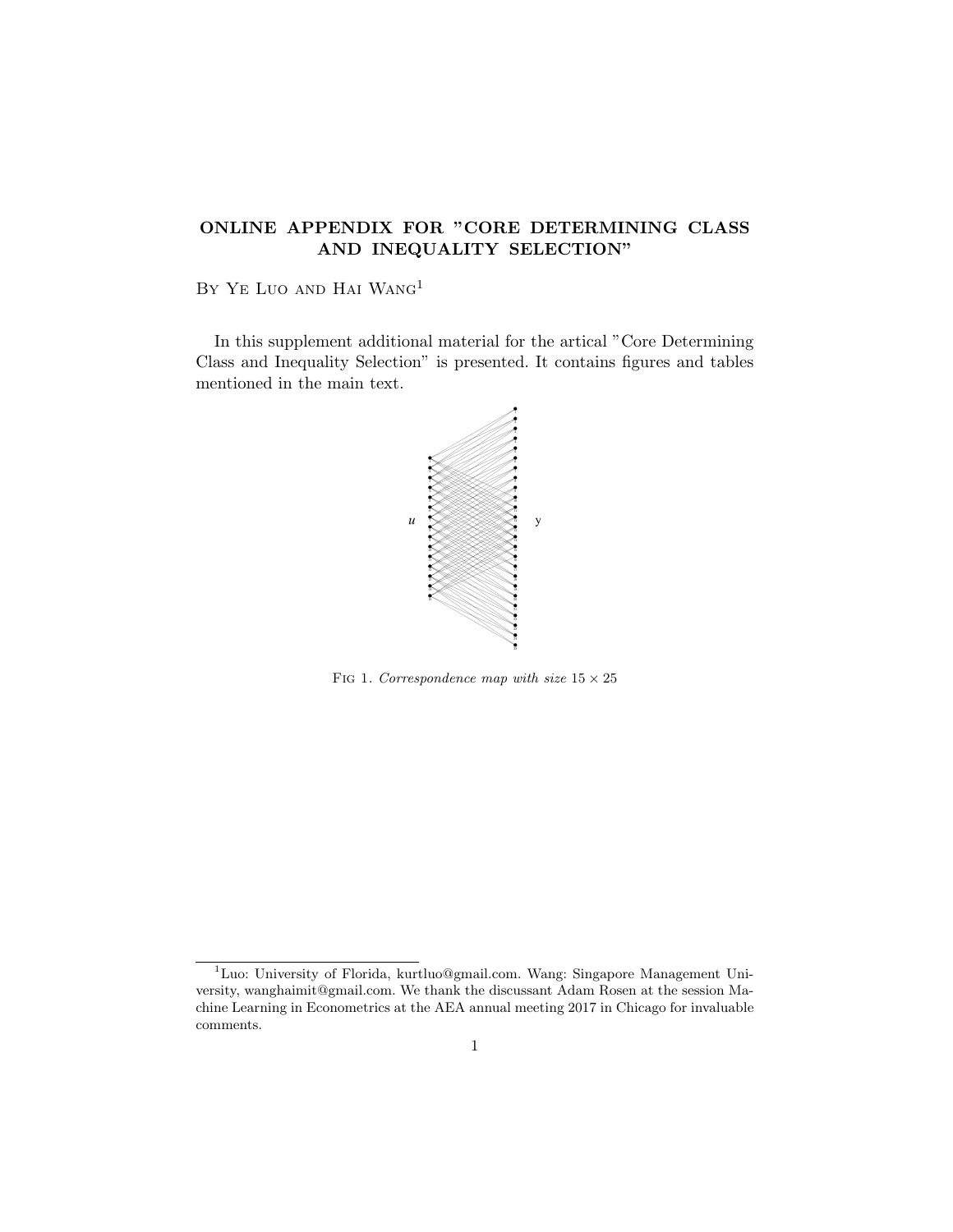# ONLINE APPENDIX FOR "CORE DETERMINING CLASS AND INEQUALITY SELECTION"

By Ye Luo and Hai Wang[1]

In this supplement additional material for the artical "Core Determining Class and Inequality Selection" is presented. It contains figures and tables mentioned in the main text.

Fig 1. *Correspondence map with size* $15 \times 25$

---

[1] Luo: University of Florida, kurtluo@gmail.com. Wang: Singapore Management University, wanghaimit@gmail.com. We thank the discussant Adam Rosen at the session Machine Learning in Econometrics at the AEA annual meeting 2017 in Chicago for invaluable comments.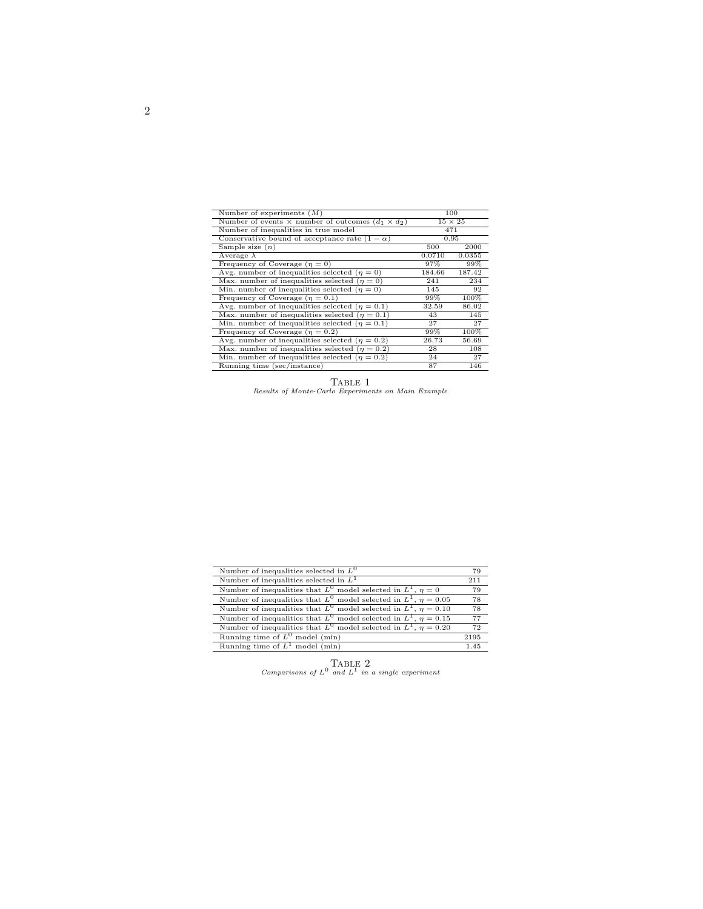| | | |
|---|---|---|
| Number of experiments ($M$) | 100 | |
| Number of events × number of outcomes ($d_1 \times d_2$) | $15 \times 25$ | |
| Number of inequalities in true model | 471 | |
| Conservative bound of acceptance rate ($1 - \alpha$) | 0.95 | |
| Sample size ($n$) | 500 | 2000 |
| Average $\lambda$ | 0.0710 | 0.0355 |
| Frequency of Coverage ($\eta = 0$) | 97% | 99% |
| Avg. number of inequalities selected ($\eta = 0$) | 184.66 | 187.42 |
| Max. number of inequalities selected ($\eta = 0$) | 241 | 234 |
| Min. number of inequalities selected ($\eta = 0$) | 145 | 92 |
| Frequency of Coverage ($\eta = 0.1$) | 99% | 100% |
| Avg. number of inequalities selected ($\eta = 0.1$) | 32.59 | 86.02 |
| Max. number of inequalities selected ($\eta = 0.1$) | 43 | 145 |
| Min. number of inequalities selected ($\eta = 0.1$) | 27 | 27 |
| Frequency of Coverage ($\eta = 0.2$) | 99% | 100% |
| Avg. number of inequalities selected ($\eta = 0.2$) | 26.73 | 56.69 |
| Max. number of inequalities selected ($\eta = 0.2$) | 28 | 108 |
| Min. number of inequalities selected ($\eta = 0.2$) | 24 | 27 |
| Running time (sec/instance) | 87 | 146 |

TABLE 1
*Results of Monte-Carlo Experiments on Main Example*

| | |
|---|---|
| Number of inequalities selected in $L^0$ | 79 |
| Number of inequalities selected in $L^1$ | 211 |
| Number of inequalities that $L^0$ model selected in $L^1$, $\eta = 0$ | 79 |
| Number of inequalities that $L^0$ model selected in $L^1$, $\eta = 0.05$ | 78 |
| Number of inequalities that $L^0$ model selected in $L^1$, $\eta = 0.10$ | 78 |
| Number of inequalities that $L^0$ model selected in $L^1$, $\eta = 0.15$ | 77 |
| Number of inequalities that $L^0$ model selected in $L^1$, $\eta = 0.20$ | 72 |
| Running time of $L^0$ model (min) | 2195 |
| Running time of $L^1$ model (min) | 1.45 |

TABLE 2
*Comparisons of $L^0$ and $L^1$ in a single experiment*